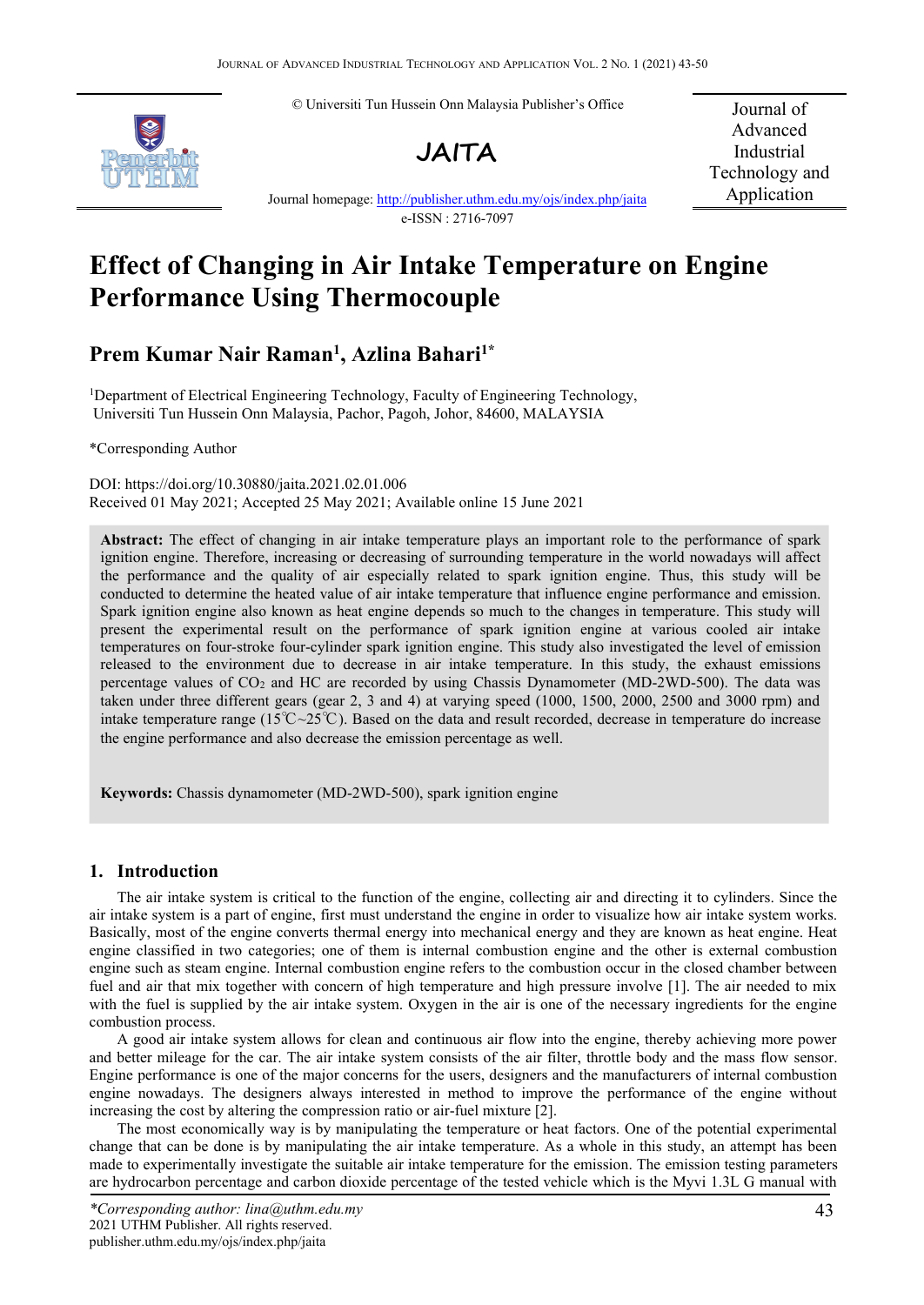© Universiti Tun Hussein Onn Malaysia Publisher's Office

**JAITA**

Journal homepage: http://publisher.uthm.edu.my/ojs/index.php/jaita

e-ISSN : 2716-7097

Journal of Advanced Industrial Technology and Application

# Effect of Changing in Air Intake Temperature on Engine Performance Using Thermocouple

## Prem Kumar Nair Raman[1], Azlina Bahari[1*]

[1]Department of Electrical Engineering Technology, Faculty of Engineering Technology, Universiti Tun Hussein Onn Malaysia, Pachor, Pagoh, Johor, 84600, MALAYSIA

*Corresponding Author

DOI: https://doi.org/10.30880/jaita.2021.02.01.006

Received 01 May 2021; Accepted 25 May 2021; Available online 15 June 2021

**Abstract:** The effect of changing in air intake temperature plays an important role to the performance of spark ignition engine. Therefore, increasing or decreasing of surrounding temperature in the world nowadays will affect the performance and the quality of air especially related to spark ignition engine. Thus, this study will be conducted to determine the heated value of air intake temperature that influence engine performance and emission. Spark ignition engine also known as heat engine depends so much to the changes in temperature. This study will present the experimental result on the performance of spark ignition engine at various cooled air intake temperatures on four-stroke four-cylinder spark ignition engine. This study also investigated the level of emission released to the environment due to decrease in air intake temperature. In this study, the exhaust emissions percentage values of $CO_2$ and HC are recorded by using Chassis Dynamometer (MD-2WD-500). The data was taken under three different gears (gear 2, 3 and 4) at varying speed (1000, 1500, 2000, 2500 and 3000 rpm) and intake temperature range (15℃~25℃). Based on the data and result recorded, decrease in temperature do increase the engine performance and also decrease the emission percentage as well.

**Keywords:** Chassis dynamometer (MD-2WD-500), spark ignition engine

## 1. Introduction

The air intake system is critical to the function of the engine, collecting air and directing it to cylinders. Since the air intake system is a part of engine, first must understand the engine in order to visualize how air intake system works. Basically, most of the engine converts thermal energy into mechanical energy and they are known as heat engine. Heat engine classified in two categories; one of them is internal combustion engine and the other is external combustion engine such as steam engine. Internal combustion engine refers to the combustion occur in the closed chamber between fuel and air that mix together with concern of high temperature and high pressure involve [1]. The air needed to mix with the fuel is supplied by the air intake system. Oxygen in the air is one of the necessary ingredients for the engine combustion process.

A good air intake system allows for clean and continuous air flow into the engine, thereby achieving more power and better mileage for the car. The air intake system consists of the air filter, throttle body and the mass flow sensor. Engine performance is one of the major concerns for the users, designers and the manufacturers of internal combustion engine nowadays. The designers always interested in method to improve the performance of the engine without increasing the cost by altering the compression ratio or air-fuel mixture [2].

The most economically way is by manipulating the temperature or heat factors. One of the potential experimental change that can be done is by manipulating the air intake temperature. As a whole in this study, an attempt has been made to experimentally investigate the suitable air intake temperature for the emission. The emission testing parameters are hydrocarbon percentage and carbon dioxide percentage of the tested vehicle which is the Myvi 1.3L G manual with

*Corresponding author: lina@uthm.edu.my
2021 UTHM Publisher. All rights reserved.
publisher.uthm.edu.my/ojs/index.php/jaita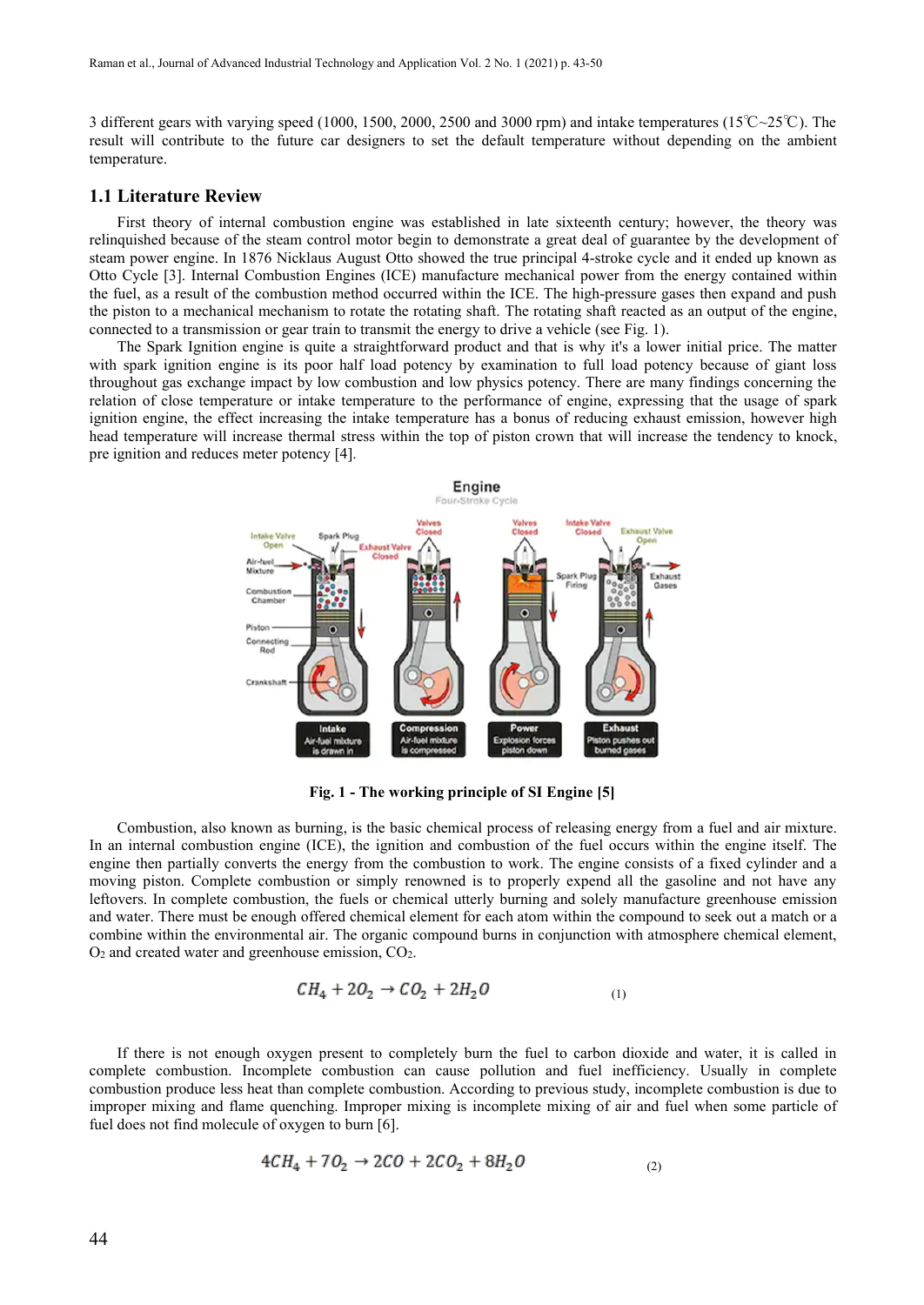3 different gears with varying speed (1000, 1500, 2000, 2500 and 3000 rpm) and intake temperatures (15℃~25℃). The result will contribute to the future car designers to set the default temperature without depending on the ambient temperature.

## 1.1 Literature Review

First theory of internal combustion engine was established in late sixteenth century; however, the theory was relinquished because of the steam control motor begin to demonstrate a great deal of guarantee by the development of steam power engine. In 1876 Nicklaus August Otto showed the true principal 4-stroke cycle and it ended up known as Otto Cycle [3]. Internal Combustion Engines (ICE) manufacture mechanical power from the energy contained within the fuel, as a result of the combustion method occurred within the ICE. The high-pressure gases then expand and push the piston to a mechanical mechanism to rotate the rotating shaft. The rotating shaft reacted as an output of the engine, connected to a transmission or gear train to transmit the energy to drive a vehicle (see Fig. 1).

The Spark Ignition engine is quite a straightforward product and that is why it's a lower initial price. The matter with spark ignition engine is its poor half load potency by examination to full load potency because of giant loss throughout gas exchange impact by low combustion and low physics potency. There are many findings concerning the relation of close temperature or intake temperature to the performance of engine, expressing that the usage of spark ignition engine, the effect increasing the intake temperature has a bonus of reducing exhaust emission, however high head temperature will increase thermal stress within the top of piston crown that will increase the tendency to knock, pre ignition and reduces meter potency [4].

**Fig. 1 - The working principle of SI Engine [5]**

Combustion, also known as burning, is the basic chemical process of releasing energy from a fuel and air mixture. In an internal combustion engine (ICE), the ignition and combustion of the fuel occurs within the engine itself. The engine then partially converts the energy from the combustion to work. The engine consists of a fixed cylinder and a moving piston. Complete combustion or simply renowned is to properly expend all the gasoline and not have any leftovers. In complete combustion, the fuels or chemical utterly burning and solely manufacture greenhouse emission and water. There must be enough offered chemical element for each atom within the compound to seek out a match or a combine within the environmental air. The organic compound burns in conjunction with atmosphere chemical element, $O_2$ and created water and greenhouse emission, $CO_2$.

$$CH_4 + 2O_2 \rightarrow CO_2 + 2H_2O \quad (1)$$

If there is not enough oxygen present to completely burn the fuel to carbon dioxide and water, it is called in complete combustion. Incomplete combustion can cause pollution and fuel inefficiency. Usually in complete combustion produce less heat than complete combustion. According to previous study, incomplete combustion is due to improper mixing and flame quenching. Improper mixing is incomplete mixing of air and fuel when some particle of fuel does not find molecule of oxygen to burn [6].

$$4CH_4 + 7O_2 \rightarrow 2CO + 2CO_2 + 8H_2O \quad (2)$$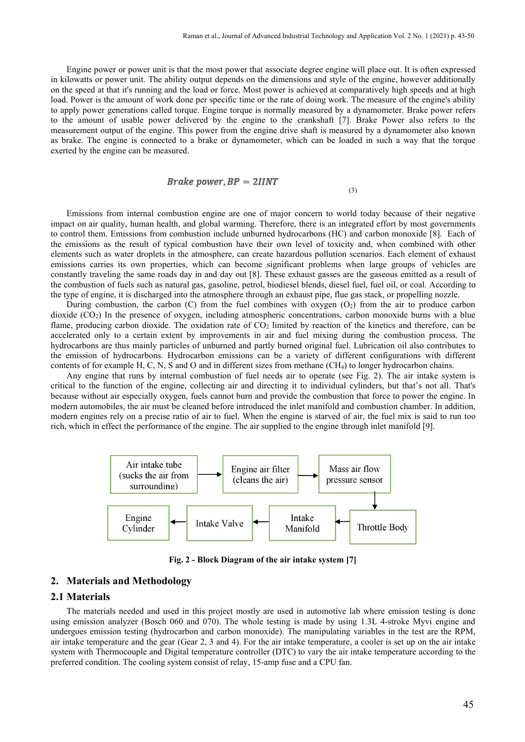Engine power or power unit is that the most power that associate degree engine will place out. It is often expressed in kilowatts or power unit. The ability output depends on the dimensions and style of the engine, however additionally on the speed at that it's running and the load or force. Most power is achieved at comparatively high speeds and at high load. Power is the amount of work done per specific time or the rate of doing work. The measure of the engine's ability to apply power generations called torque. Engine torque is normally measured by a dynamometer. Brake power refers to the amount of usable power delivered by the engine to the crankshaft [7]. Brake Power also refers to the measurement output of the engine. This power from the engine drive shaft is measured by a dynamometer also known as brake. The engine is connected to a brake or dynamometer, which can be loaded in such a way that the torque exerted by the engine can be measured.

$$\text{Brake power}, BP = 2\Pi NT \tag{3}$$

Emissions from internal combustion engine are one of major concern to world today because of their negative impact on air quality, human health, and global warming. Therefore, there is an integrated effort by most governments to control them. Emissions from combustion include unburned hydrocarbons (HC) and carbon monoxide [8]. Each of the emissions as the result of typical combustion have their own level of toxicity and, when combined with other elements such as water droplets in the atmosphere, can create hazardous pollution scenarios. Each element of exhaust emissions carries its own properties, which can become significant problems when large groups of vehicles are constantly traveling the same roads day in and day out [8]. These exhaust gasses are the gaseous emitted as a result of the combustion of fuels such as natural gas, gasoline, petrol, biodiesel blends, diesel fuel, fuel oil, or coal. According to the type of engine, it is discharged into the atmosphere through an exhaust pipe, flue gas stack, or propelling nozzle.

During combustion, the carbon (C) from the fuel combines with oxygen ($O_2$) from the air to produce carbon dioxide ($CO_2$) In the presence of oxygen, including atmospheric concentrations, carbon monoxide burns with a blue flame, producing carbon dioxide. The oxidation rate of $CO_2$ limited by reaction of the kinetics and therefore, can be accelerated only to a certain extent by improvements in air and fuel mixing during the combustion process. The hydrocarbons are thus mainly particles of unburned and partly burned original fuel. Lubrication oil also contributes to the emission of hydrocarbons. Hydrocarbon emissions can be a variety of different configurations with different contents of for example H, C, N, S and O and in different sizes from methane ($CH_4$) to longer hydrocarbon chains.

Any engine that runs by internal combustion of fuel needs air to operate (see Fig. 2). The air intake system is critical to the function of the engine, collecting air and directing it to individual cylinders, but that's not all. That's because without air especially oxygen, fuels cannot burn and provide the combustion that force to power the engine. In modern automobiles, the air must be cleaned before introduced the inlet manifold and combustion chamber. In addition, modern engines rely on a precise ratio of air to fuel. When the engine is starved of air, the fuel mix is said to run too rich, which in effect the performance of the engine. The air supplied to the engine through inlet manifold [9].

Air intake tube (sucks the air from surrounding) → Engine air filter (cleans the air) → Mass air flow pressure sensor → Throttle Body → Intake Manifold → Intake Valve → Engine Cylinder

**Fig. 2 - Block Diagram of the air intake system [7]**

## 2. Materials and Methodology

### 2.1 Materials

The materials needed and used in this project mostly are used in automotive lab where emission testing is done using emission analyzer (Bosch 060 and 070). The whole testing is made by using 1.3L 4-stroke Myvi engine and undergoes emission testing (hydrocarbon and carbon monoxide). The manipulating variables in the test are the RPM, air intake temperature and the gear (Gear 2, 3 and 4). For the air intake temperature, a cooler is set up on the air intake system with Thermocouple and Digital temperature controller (DTC) to vary the air intake temperature according to the preferred condition. The cooling system consist of relay, 15-amp fuse and a CPU fan.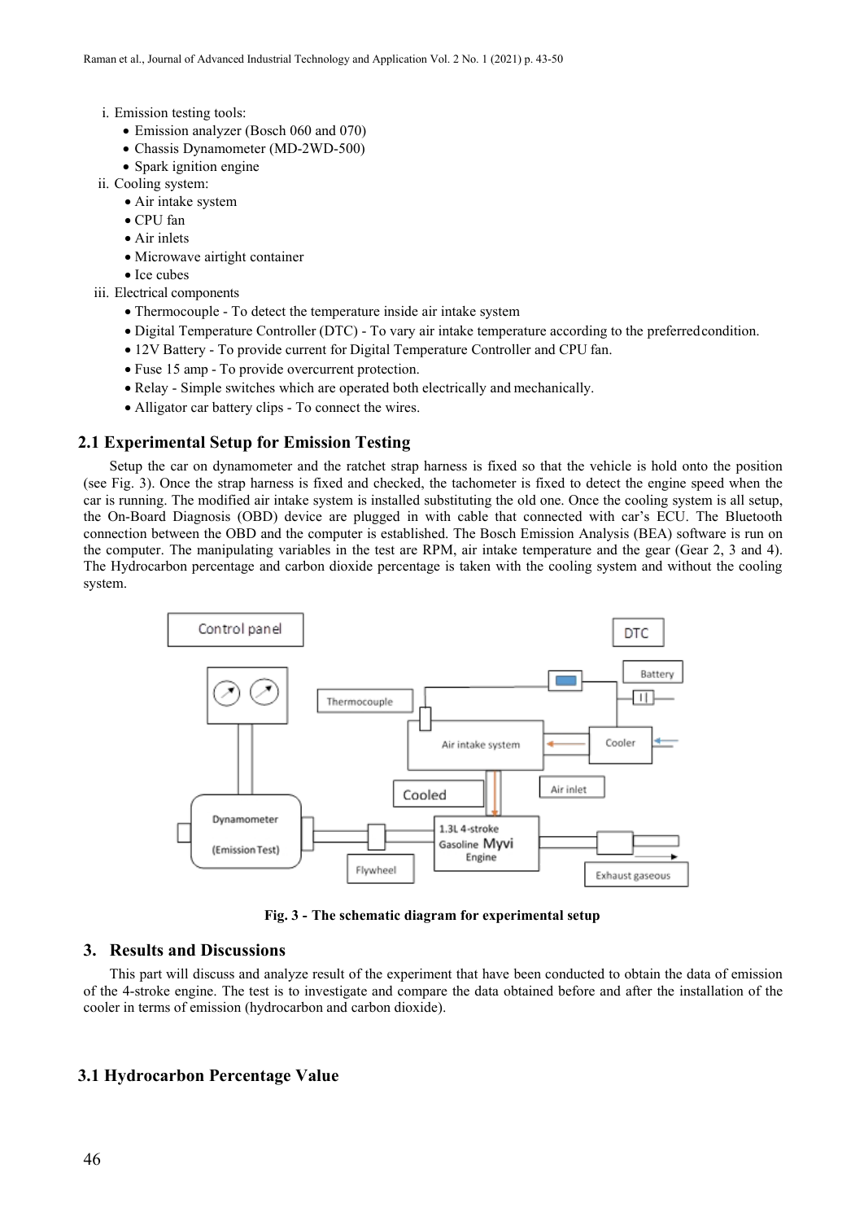i. Emission testing tools:
   - Emission analyzer (Bosch 060 and 070)
   - Chassis Dynamometer (MD-2WD-500)
   - Spark ignition engine

ii. Cooling system:
   - Air intake system
   - CPU fan
   - Air inlets
   - Microwave airtight container
   - Ice cubes

iii. Electrical components
   - Thermocouple - To detect the temperature inside air intake system
   - Digital Temperature Controller (DTC) - To vary air intake temperature according to the preferred condition.
   - 12V Battery - To provide current for Digital Temperature Controller and CPU fan.
   - Fuse 15 amp - To provide overcurrent protection.
   - Relay - Simple switches which are operated both electrically and mechanically.
   - Alligator car battery clips - To connect the wires.

## 2.1 Experimental Setup for Emission Testing

Setup the car on dynamometer and the ratchet strap harness is fixed so that the vehicle is hold onto the position (see Fig. 3). Once the strap harness is fixed and checked, the tachometer is fixed to detect the engine speed when the car is running. The modified air intake system is installed substituting the old one. Once the cooling system is all setup, the On-Board Diagnosis (OBD) device are plugged in with cable that connected with car's ECU. The Bluetooth connection between the OBD and the computer is established. The Bosch Emission Analysis (BEA) software is run on the computer. The manipulating variables in the test are RPM, air intake temperature and the gear (Gear 2, 3 and 4). The Hydrocarbon percentage and carbon dioxide percentage is taken with the cooling system and without the cooling system.

**Fig. 3 - The schematic diagram for experimental setup**

# 3. Results and Discussions

This part will discuss and analyze result of the experiment that have been conducted to obtain the data of emission of the 4-stroke engine. The test is to investigate and compare the data obtained before and after the installation of the cooler in terms of emission (hydrocarbon and carbon dioxide).

## 3.1 Hydrocarbon Percentage Value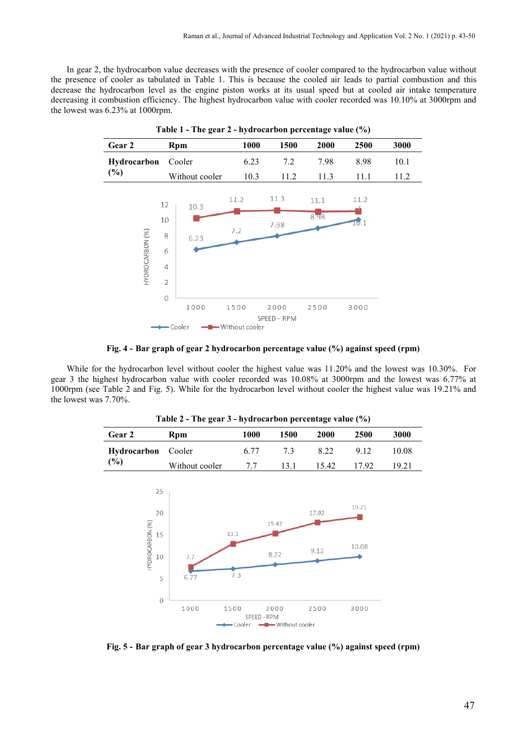In gear 2, the hydrocarbon value decreases with the presence of cooler compared to the hydrocarbon value without the presence of cooler as tabulated in Table 1. This is because the cooled air leads to partial combustion and this decrease the hydrocarbon level as the engine piston works at its usual speed but at cooled air intake temperature decreasing it combustion efficiency. The highest hydrocarbon value with cooler recorded was 10.10% at 3000rpm and the lowest was 6.23% at 1000rpm.

**Table 1 - The gear 2 - hydrocarbon percentage value (%)**

| Gear 2 | Rpm | 1000 | 1500 | 2000 | 2500 | 3000 |
|---|---|---|---|---|---|---|
| Hydrocarbon (%) | Cooler | 6.23 | 7.2 | 7.98 | 8.98 | 10.1 |
| | Without cooler | 10.3 | 11.2 | 11.3 | 11.1 | 11.2 |

**Fig. 4 - Bar graph of gear 2 hydrocarbon percentage value (%) against speed (rpm)**

While for the hydrocarbon level without cooler the highest value was 11.20% and the lowest was 10.30%. For gear 3 the highest hydrocarbon value with cooler recorded was 10.08% at 3000rpm and the lowest was 6.77% at 1000rpm (see Table 2 and Fig. 5). While for the hydrocarbon level without cooler the highest value was 19.21% and the lowest was 7.70%.

**Table 2 - The gear 3 - hydrocarbon percentage value (%)**

| Gear 2 | Rpm | 1000 | 1500 | 2000 | 2500 | 3000 |
|---|---|---|---|---|---|---|
| Hydrocarbon (%) | Cooler | 6.77 | 7.3 | 8.22 | 9.12 | 10.08 |
| | Without cooler | 7.7 | 13.1 | 15.42 | 17.92 | 19.21 |

**Fig. 5 - Bar graph of gear 3 hydrocarbon percentage value (%) against speed (rpm)**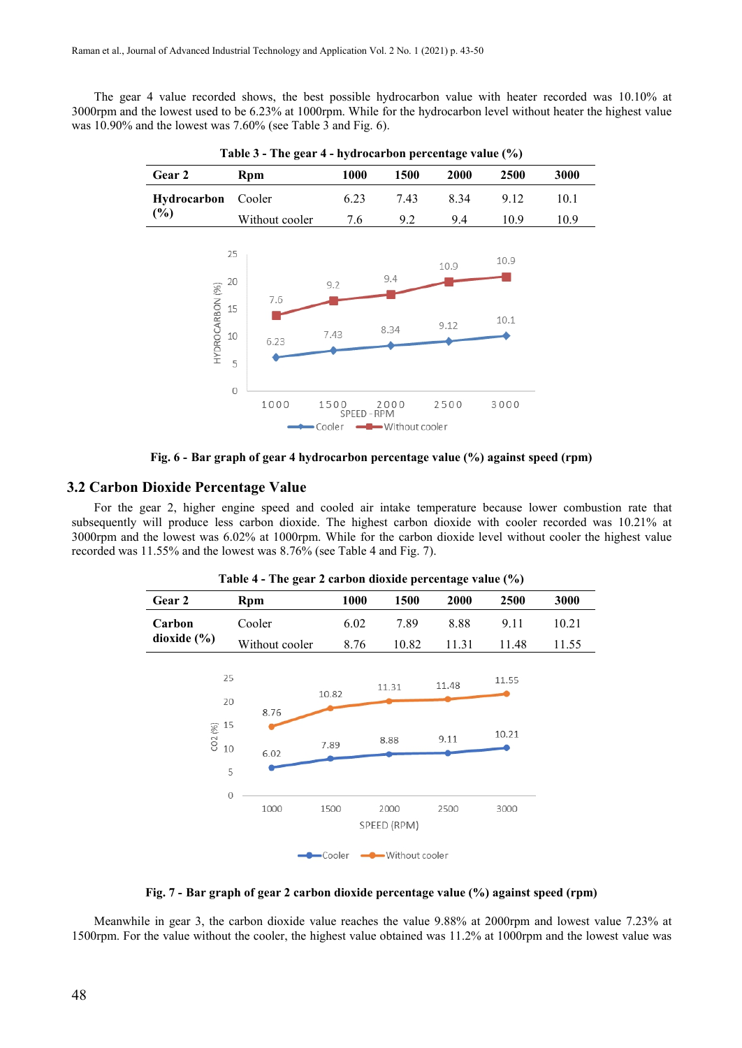The gear 4 value recorded shows, the best possible hydrocarbon value with heater recorded was 10.10% at 3000rpm and the lowest used to be 6.23% at 1000rpm. While for the hydrocarbon level without heater the highest value was 10.90% and the lowest was 7.60% (see Table 3 and Fig. 6).

**Table 3 - The gear 4 - hydrocarbon percentage value (%)**

| Gear 2 | Rpm | 1000 | 1500 | 2000 | 2500 | 3000 |
|---|---|---|---|---|---|---|
| Hydrocarbon (%) | Cooler | 6.23 | 7.43 | 8.34 | 9.12 | 10.1 |
| | Without cooler | 7.6 | 9.2 | 9.4 | 10.9 | 10.9 |

**Fig. 6 - Bar graph of gear 4 hydrocarbon percentage value (%) against speed (rpm)**

## 3.2 Carbon Dioxide Percentage Value

For the gear 2, higher engine speed and cooled air intake temperature because lower combustion rate that subsequently will produce less carbon dioxide. The highest carbon dioxide with cooler recorded was 10.21% at 3000rpm and the lowest was 6.02% at 1000rpm. While for the carbon dioxide level without cooler the highest value recorded was 11.55% and the lowest was 8.76% (see Table 4 and Fig. 7).

**Table 4 - The gear 2 carbon dioxide percentage value (%)**

| Gear 2 | Rpm | 1000 | 1500 | 2000 | 2500 | 3000 |
|---|---|---|---|---|---|---|
| Carbon dioxide (%) | Cooler | 6.02 | 7.89 | 8.88 | 9.11 | 10.21 |
| | Without cooler | 8.76 | 10.82 | 11.31 | 11.48 | 11.55 |

**Fig. 7 - Bar graph of gear 2 carbon dioxide percentage value (%) against speed (rpm)**

Meanwhile in gear 3, the carbon dioxide value reaches the value 9.88% at 2000rpm and lowest value 7.23% at 1500rpm. For the value without the cooler, the highest value obtained was 11.2% at 1000rpm and the lowest value was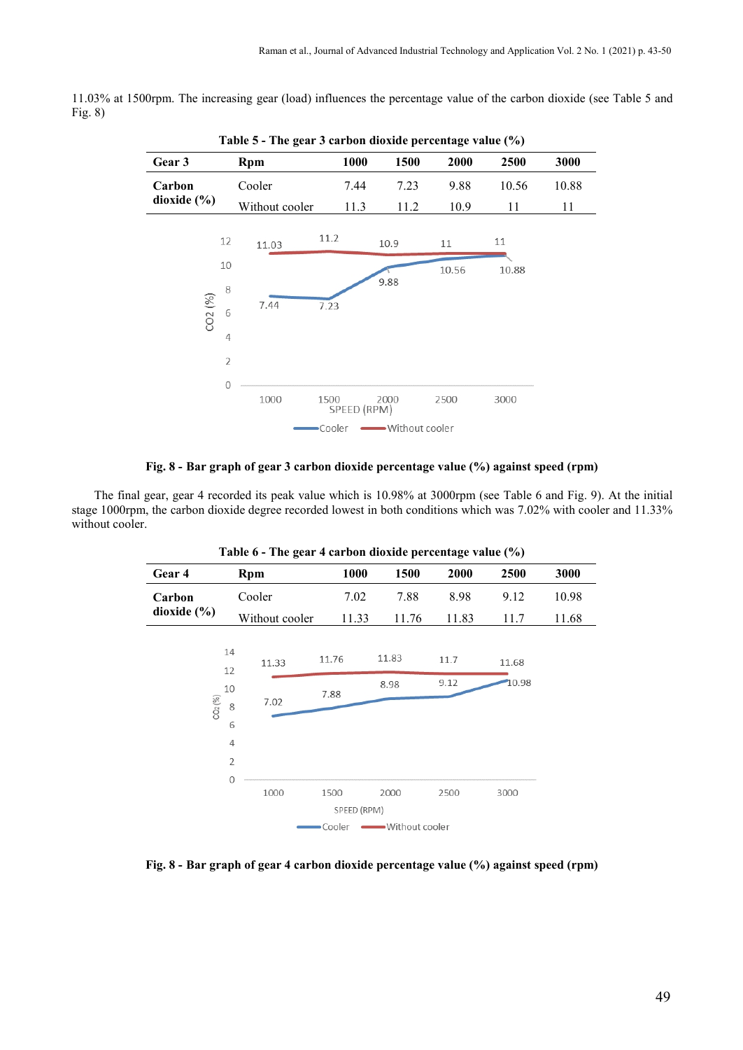11.03% at 1500rpm. The increasing gear (load) influences the percentage value of the carbon dioxide (see Table 5 and Fig. 8)

**Table 5 - The gear 3 carbon dioxide percentage value (%)**

| Gear 3 | Rpm | 1000 | 1500 | 2000 | 2500 | 3000 |
|---|---|---|---|---|---|---|
| Carbon dioxide (%) | Cooler | 7.44 | 7.23 | 9.88 | 10.56 | 10.88 |
| | Without cooler | 11.3 | 11.2 | 10.9 | 11 | 11 |

**Fig. 8 - Bar graph of gear 3 carbon dioxide percentage value (%) against speed (rpm)**

The final gear, gear 4 recorded its peak value which is 10.98% at 3000rpm (see Table 6 and Fig. 9). At the initial stage 1000rpm, the carbon dioxide degree recorded lowest in both conditions which was 7.02% with cooler and 11.33% without cooler.

**Table 6 - The gear 4 carbon dioxide percentage value (%)**

| Gear 4 | Rpm | 1000 | 1500 | 2000 | 2500 | 3000 |
|---|---|---|---|---|---|---|
| Carbon dioxide (%) | Cooler | 7.02 | 7.88 | 8.98 | 9.12 | 10.98 |
| | Without cooler | 11.33 | 11.76 | 11.83 | 11.7 | 11.68 |

**Fig. 8 - Bar graph of gear 4 carbon dioxide percentage value (%) against speed (rpm)**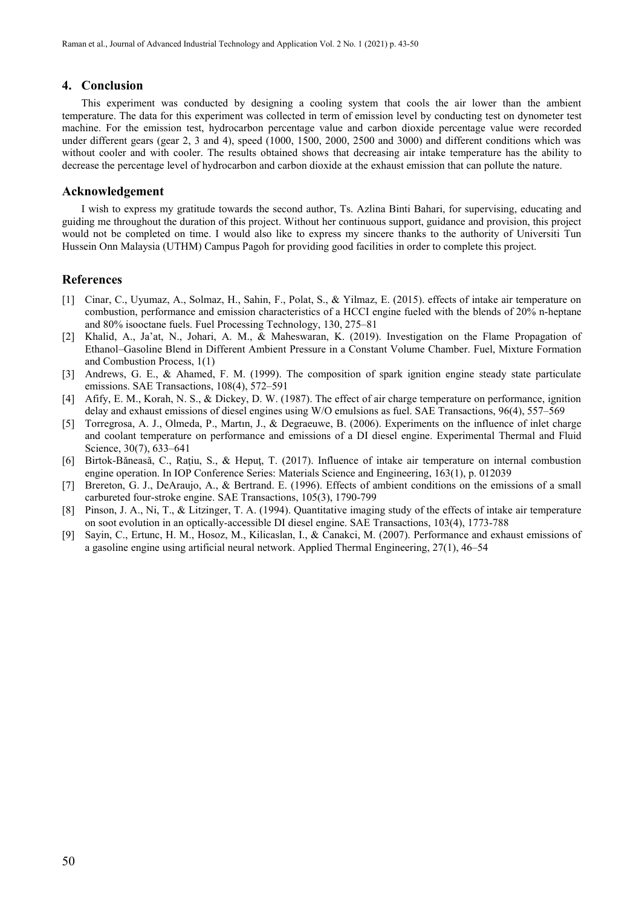## 4. Conclusion

This experiment was conducted by designing a cooling system that cools the air lower than the ambient temperature. The data for this experiment was collected in term of emission level by conducting test on dynometer test machine. For the emission test, hydrocarbon percentage value and carbon dioxide percentage value were recorded under different gears (gear 2, 3 and 4), speed (1000, 1500, 2000, 2500 and 3000) and different conditions which was without cooler and with cooler. The results obtained shows that decreasing air intake temperature has the ability to decrease the percentage level of hydrocarbon and carbon dioxide at the exhaust emission that can pollute the nature.

## Acknowledgement

I wish to express my gratitude towards the second author, Ts. Azlina Binti Bahari, for supervising, educating and guiding me throughout the duration of this project. Without her continuous support, guidance and provision, this project would not be completed on time. I would also like to express my sincere thanks to the authority of Universiti Tun Hussein Onn Malaysia (UTHM) Campus Pagoh for providing good facilities in order to complete this project.

## References

[1] Cinar, C., Uyumaz, A., Solmaz, H., Sahin, F., Polat, S., & Yilmaz, E. (2015). effects of intake air temperature on combustion, performance and emission characteristics of a HCCI engine fueled with the blends of 20% n-heptane and 80% isooctane fuels. Fuel Processing Technology, 130, 275–81

[2] Khalid, A., Ja'at, N., Johari, A. M., & Maheswaran, K. (2019). Investigation on the Flame Propagation of Ethanol–Gasoline Blend in Different Ambient Pressure in a Constant Volume Chamber. Fuel, Mixture Formation and Combustion Process, 1(1)

[3] Andrews, G. E., & Ahamed, F. M. (1999). The composition of spark ignition engine steady state particulate emissions. SAE Transactions, 108(4), 572–591

[4] Afify, E. M., Korah, N. S., & Dickey, D. W. (1987). The effect of air charge temperature on performance, ignition delay and exhaust emissions of diesel engines using W/O emulsions as fuel. SAE Transactions, 96(4), 557–569

[5] Torregrosa, A. J., Olmeda, P., Martın, J., & Degraeuwe, B. (2006). Experiments on the influence of inlet charge and coolant temperature on performance and emissions of a DI diesel engine. Experimental Thermal and Fluid Science, 30(7), 633–641

[6] Birtok-Băneasă, C., Raţiu, S., & Hepuţ, T. (2017). Influence of intake air temperature on internal combustion engine operation. In IOP Conference Series: Materials Science and Engineering, 163(1), p. 012039

[7] Brereton, G. J., DeAraujo, A., & Bertrand. E. (1996). Effects of ambient conditions on the emissions of a small carbureted four-stroke engine. SAE Transactions, 105(3), 1790-799

[8] Pinson, J. A., Ni, T., & Litzinger, T. A. (1994). Quantitative imaging study of the effects of intake air temperature on soot evolution in an optically-accessible DI diesel engine. SAE Transactions, 103(4), 1773-788

[9] Sayin, C., Ertunc, H. M., Hosoz, M., Kilicaslan, I., & Canakci, M. (2007). Performance and exhaust emissions of a gasoline engine using artificial neural network. Applied Thermal Engineering, 27(1), 46–54